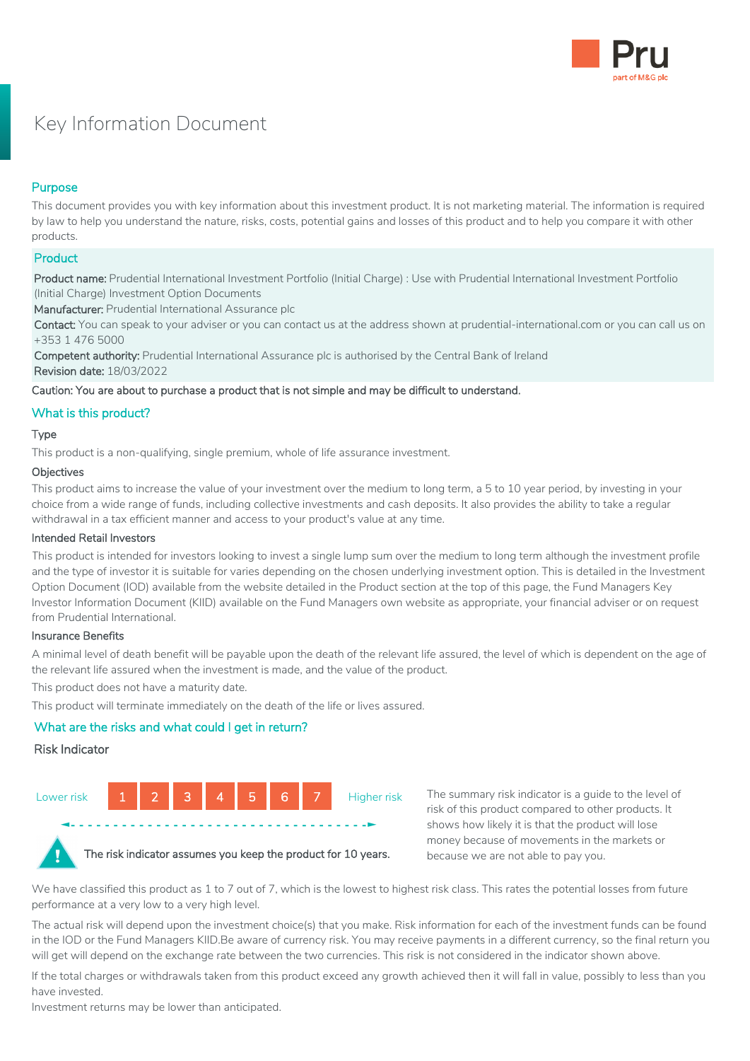# Key Information Document

## Purpose

This document provides you with key information about this investment product. It is not marketing material. The information is required by law to help you understand the nature, risks, costs, potential gains and losses of this product and to help you compare it with other products.

## Product

**Product name:** Prudential International Investment Portfolio (Initial Charge) : Use with Prudential International Investment Portfolio (Initial Charge) Investment Option Documents

**Manufacturer:** Prudential International Assurance plc

**Contact:** You can speak to your adviser or you can contact us at the address shown at prudential-international.com or you can call us on +353 1 476 5000

**Competent authority:** Prudential International Assurance plc is authorised by the Central Bank of Ireland

**Revision date:** 18/03/2022

**Caution: You are about to purchase a product that is not simple and may be difficult to understand.**

## What is this product?

### Type

This product is a non-qualifying, single premium, whole of life assurance investment.

### Objectives

This product aims to increase the value of your investment over the medium to long term, a 5 to 10 year period, by investing in your choice from a wide range of funds, including collective investments and cash deposits. It also provides the ability to take a regular withdrawal in a tax efficient manner and access to your product's value at any time.

### Intended Retail Investors

This product is intended for investors looking to invest a single lump sum over the medium to long term although the investment profile and the type of investor it is suitable for varies depending on the chosen underlying investment option. This is detailed in the Investment Option Document (IOD) available from the website detailed in the Product section at the top of this page, the Fund Managers Key Investor Information Document (KIID) available on the Fund Managers own website as appropriate, your financial adviser or on request from Prudential International.

### Insurance Benefits

A minimal level of death benefit will be payable upon the death of the relevant life assured, the level of which is dependent on the age of the relevant life assured when the investment is made, and the value of the product.

This product does not have a maturity date.

This product will terminate immediately on the death of the life or lives assured.

## What are the risks and what could I get in return?

### Risk Indicator

Lower risk | 1 | 2 | 3 | 4 | 5 | 6 | 7 | Higher risk

**The risk indicator assumes you keep the product for 10 years.**

The summary risk indicator is a guide to the level of risk of this product compared to other products. It shows how likely it is that the product will lose money because of movements in the markets or because we are not able to pay you.

We have classified this product as 1 to 7 out of 7, which is the lowest to highest risk class. This rates the potential losses from future performance at a very low to a very high level.

The actual risk will depend upon the investment choice(s) that you make. Risk information for each of the investment funds can be found in the IOD or the Fund Managers KIID.Be aware of currency risk. You may receive payments in a different currency, so the final return you will get will depend on the exchange rate between the two currencies. This risk is not considered in the indicator shown above.

If the total charges or withdrawals taken from this product exceed any growth achieved then it will fall in value, possibly to less than you have invested.

Investment returns may be lower than anticipated.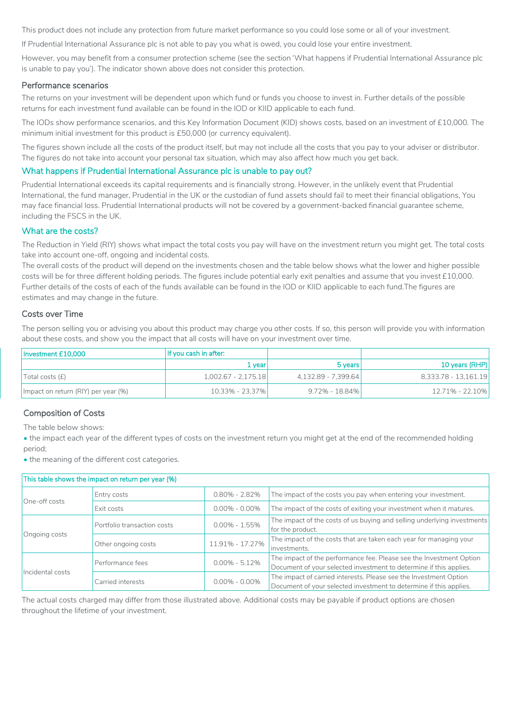This product does not include any protection from future market performance so you could lose some or all of your investment.

If Prudential International Assurance plc is not able to pay you what is owed, you could lose your entire investment.

However, you may benefit from a consumer protection scheme (see the section 'What happens if Prudential International Assurance plc is unable to pay you'). The indicator shown above does not consider this protection.

### Performance scenarios

The returns on your investment will be dependent upon which fund or funds you choose to invest in. Further details of the possible returns for each investment fund available can be found in the IOD or KIID applicable to each fund.

The IODs show performance scenarios, and this Key Information Document (KID) shows costs, based on an investment of £10,000. The minimum initial investment for this product is £50,000 (or currency equivalent).

The figures shown include all the costs of the product itself, but may not include all the costs that you pay to your adviser or distributor. The figures do not take into account your personal tax situation, which may also affect how much you get back.

## What happens if Prudential International Assurance plc is unable to pay out?

Prudential International exceeds its capital requirements and is financially strong. However, in the unlikely event that Prudential International, the fund manager, Prudential in the UK or the custodian of fund assets should fail to meet their financial obligations, You may face financial loss. Prudential International products will not be covered by a government-backed financial guarantee scheme, including the FSCS in the UK.

## What are the costs?

The Reduction in Yield (RIY) shows what impact the total costs you pay will have on the investment return you might get. The total costs take into account one-off, ongoing and incidental costs.
The overall costs of the product will depend on the investments chosen and the table below shows what the lower and higher possible costs will be for three different holding periods. The figures include potential early exit penalties and assume that you invest £10,000. Further details of the costs of each of the funds available can be found in the IOD or KIID applicable to each fund.The figures are estimates and may change in the future.

### Costs over Time

The person selling you or advising you about this product may charge you other costs. If so, this person will provide you with information about these costs, and show you the impact that all costs will have on your investment over time.

| Investment £10,000 | If you cash in after: | | |
|---|---|---|---|
| | 1 year | 5 years | 10 years (RHP) |
| Total costs (£) | 1,002.67 - 2,175.18 | 4,132.89 - 7,399.64 | 8,333.78 - 13,161.19 |
| Impact on return (RIY) per year (%) | 10.33% - 23.37% | 9.72% - 18.84% | 12.71% - 22.10% |

### Composition of Costs

The table below shows:

- the impact each year of the different types of costs on the investment return you might get at the end of the recommended holding period;
- the meaning of the different cost categories.

| This table shows the impact on return per year (%) | | | |
|---|---|---|---|
| One-off costs | Entry costs | 0.80% - 2.82% | The impact of the costs you pay when entering your investment. |
| | Exit costs | 0.00% - 0.00% | The impact of the costs of exiting your investment when it matures. |
| Ongoing costs | Portfolio transaction costs | 0.00% - 1.55% | The impact of the costs of us buying and selling underlying investments for the product. |
| | Other ongoing costs | 11.91% - 17.27% | The impact of the costs that are taken each year for managing your investments. |
| Incidental costs | Performance fees | 0.00% - 5.12% | The impact of the performance fee. Please see the Investment Option Document of your selected investment to determine if this applies. |
| | Carried interests | 0.00% - 0.00% | The impact of carried interests. Please see the Investment Option Document of your selected investment to determine if this applies. |

The actual costs charged may differ from those illustrated above. Additional costs may be payable if product options are chosen throughout the lifetime of your investment.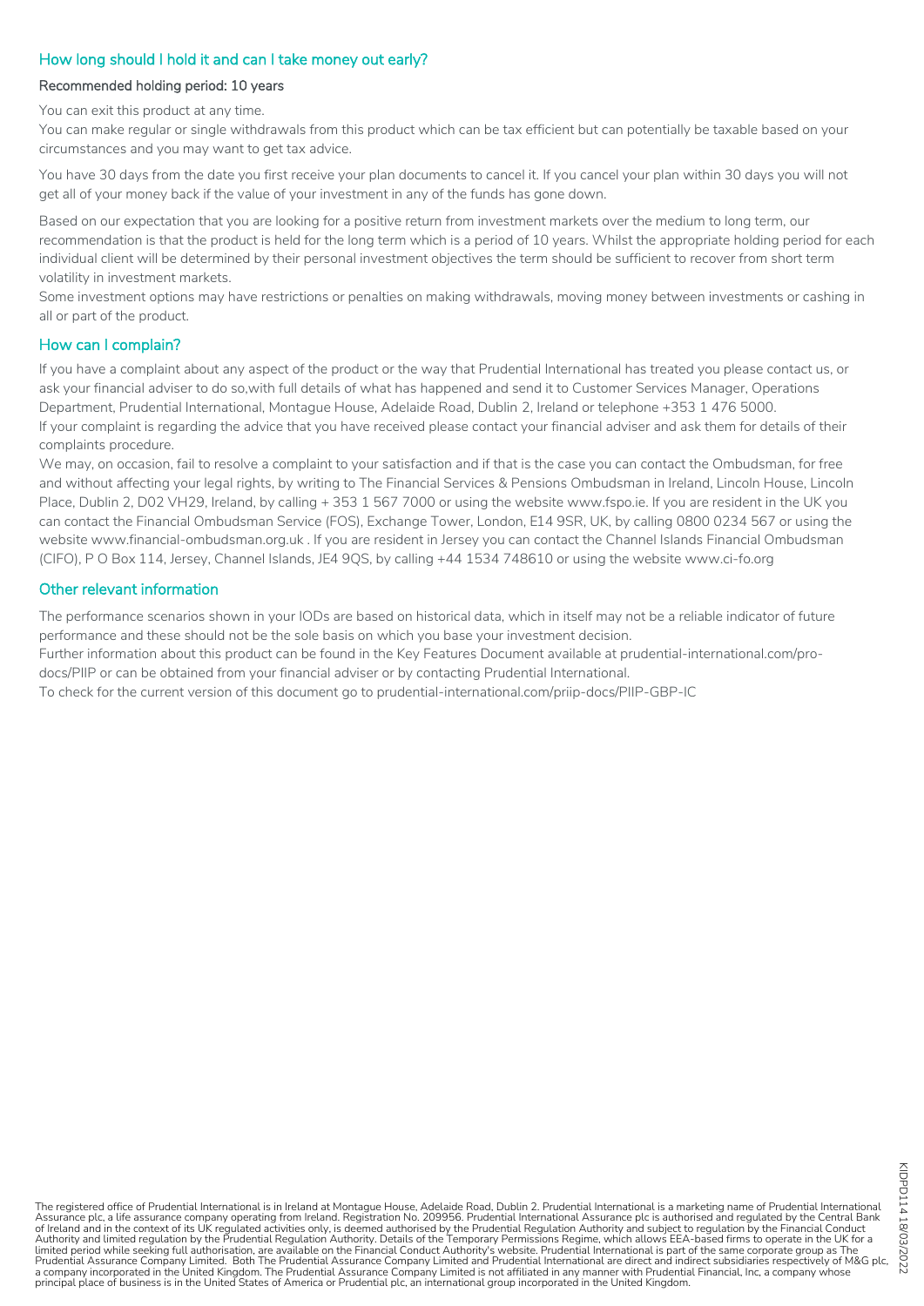## How long should I hold it and can I take money out early?

**Recommended holding period: 10 years**

You can exit this product at any time.

You can make regular or single withdrawals from this product which can be tax efficient but can potentially be taxable based on your circumstances and you may want to get tax advice.

You have 30 days from the date you first receive your plan documents to cancel it. If you cancel your plan within 30 days you will not get all of your money back if the value of your investment in any of the funds has gone down.

Based on our expectation that you are looking for a positive return from investment markets over the medium to long term, our recommendation is that the product is held for the long term which is a period of 10 years. Whilst the appropriate holding period for each individual client will be determined by their personal investment objectives the term should be sufficient to recover from short term volatility in investment markets.

Some investment options may have restrictions or penalties on making withdrawals, moving money between investments or cashing in all or part of the product.

## How can I complain?

If you have a complaint about any aspect of the product or the way that Prudential International has treated you please contact us, or ask your financial adviser to do so,with full details of what has happened and send it to Customer Services Manager, Operations Department, Prudential International, Montague House, Adelaide Road, Dublin 2, Ireland or telephone +353 1 476 5000.

If your complaint is regarding the advice that you have received please contact your financial adviser and ask them for details of their complaints procedure.

We may, on occasion, fail to resolve a complaint to your satisfaction and if that is the case you can contact the Ombudsman, for free and without affecting your legal rights, by writing to The Financial Services & Pensions Ombudsman in Ireland, Lincoln House, Lincoln Place, Dublin 2, D02 VH29, Ireland, by calling + 353 1 567 7000 or using the website www.fspo.ie. If you are resident in the UK you can contact the Financial Ombudsman Service (FOS), Exchange Tower, London, E14 9SR, UK, by calling 0800 0234 567 or using the website www.financial-ombudsman.org.uk . If you are resident in Jersey you can contact the Channel Islands Financial Ombudsman (CIFO), P O Box 114, Jersey, Channel Islands, JE4 9QS, by calling +44 1534 748610 or using the website www.ci-fo.org

## Other relevant information

The performance scenarios shown in your IODs are based on historical data, which in itself may not be a reliable indicator of future performance and these should not be the sole basis on which you base your investment decision.

Further information about this product can be found in the Key Features Document available at prudential-international.com/pro-docs/PIIP or can be obtained from your financial adviser or by contacting Prudential International.

To check for the current version of this document go to prudential-international.com/priip-docs/PIIP-GBP-IC

The registered office of Prudential International is in Ireland at Montague House, Adelaide Road, Dublin 2. Prudential International is a marketing name of Prudential International Assurance plc, a life assurance company operating from Ireland. Registration No. 209956. Prudential International Assurance plc is authorised and regulated by the Central Bank of Ireland and in the context of its UK regulated activities only, is deemed authorised by the Prudential Regulation Authority and subject to regulation by the Financial Conduct Authority and limited regulation by the Prudential Regulation Authority. Details of the Temporary Permissions Regime, which allows EEA-based firms to operate in the UK for a limited period while seeking full authorisation, are available on the Financial Conduct Authority's website. Prudential International is part of the same corporate group as The Prudential Assurance Company Limited. Both The Prudential Assurance Company Limited and Prudential International are direct and indirect subsidiaries respectively of M&G plc, a company incorporated in the United Kingdom. The Prudential Assurance Company Limited is not affiliated in any manner with Prudential Financial, Inc, a company whose principal place of business is in the United States of America or Prudential plc, an international group incorporated in the United Kingdom.

KIDPD114 18/03/2022